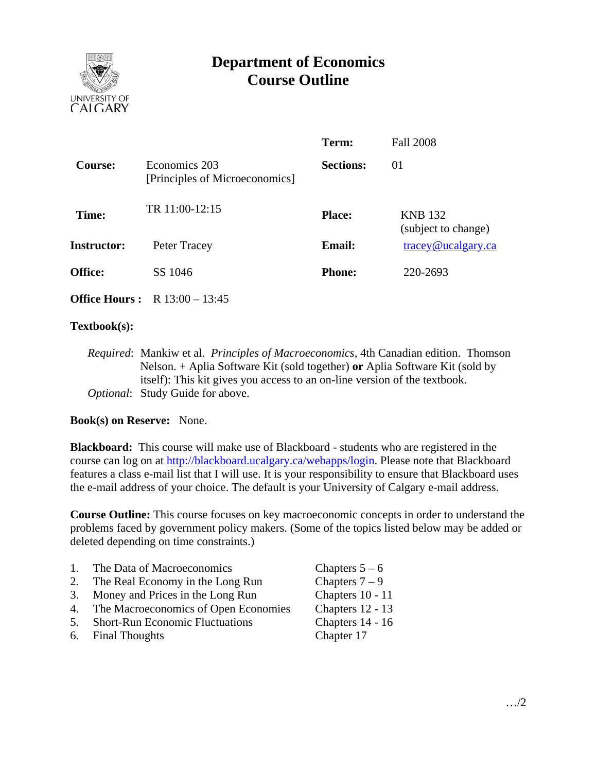# Department of Economics
# Course Outline

| | | | |
|---|---|---|---|
| | | **Term:** | Fall 2008 |
| **Course:** | Economics 203 [Principles of Microeconomics] | **Sections:** | 01 |
| **Time:** | TR 11:00-12:15 | **Place:** | KNB 132 (subject to change) |
| **Instructor:** | Peter Tracey | **Email:** | tracey@ucalgary.ca |
| **Office:** | SS 1046 | **Phone:** | 220-2693 |
| **Office Hours :** | R 13:00 – 13:45 | | |

**Textbook(s):**

*Required*: Mankiw et al. *Principles of Macroeconomics*, 4th Canadian edition. Thomson Nelson. + Aplia Software Kit (sold together) **or** Aplia Software Kit (sold by itself): This kit gives you access to an on-line version of the textbook.
*Optional*: Study Guide for above.

**Book(s) on Reserve:** None.

**Blackboard:** This course will make use of Blackboard - students who are registered in the course can log on at http://blackboard.ucalgary.ca/webapps/login. Please note that Blackboard features a class e-mail list that I will use. It is your responsibility to ensure that Blackboard uses the e-mail address of your choice. The default is your University of Calgary e-mail address.

**Course Outline:** This course focuses on key macroeconomic concepts in order to understand the problems faced by government policy makers. (Some of the topics listed below may be added or deleted depending on time constraints.)

1. The Data of Macroeconomics — Chapters 5 – 6
2. The Real Economy in the Long Run — Chapters 7 – 9
3. Money and Prices in the Long Run — Chapters 10 - 11
4. The Macroeconomics of Open Economies — Chapters 12 - 13
5. Short-Run Economic Fluctuations — Chapters 14 - 16
6. Final Thoughts — Chapter 17

…/2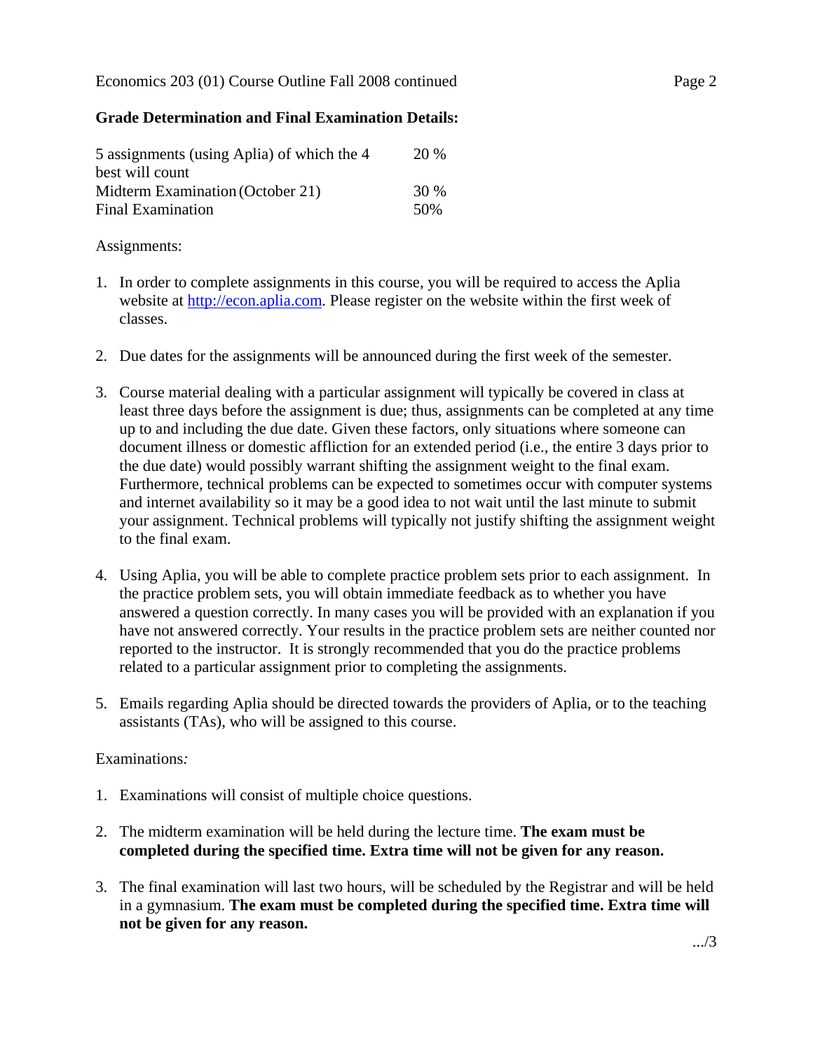## Grade Determination and Final Examination Details:

| | |
|---|---|
| 5 assignments (using Aplia) of which the 4 best will count | 20 % |
| Midterm Examination (October 21) | 30 % |
| Final Examination | 50% |

Assignments:

1. In order to complete assignments in this course, you will be required to access the Aplia website at http://econ.aplia.com. Please register on the website within the first week of classes.

2. Due dates for the assignments will be announced during the first week of the semester.

3. Course material dealing with a particular assignment will typically be covered in class at least three days before the assignment is due; thus, assignments can be completed at any time up to and including the due date. Given these factors, only situations where someone can document illness or domestic affliction for an extended period (i.e., the entire 3 days prior to the due date) would possibly warrant shifting the assignment weight to the final exam. Furthermore, technical problems can be expected to sometimes occur with computer systems and internet availability so it may be a good idea to not wait until the last minute to submit your assignment. Technical problems will typically not justify shifting the assignment weight to the final exam.

4. Using Aplia, you will be able to complete practice problem sets prior to each assignment. In the practice problem sets, you will obtain immediate feedback as to whether you have answered a question correctly. In many cases you will be provided with an explanation if you have not answered correctly. Your results in the practice problem sets are neither counted nor reported to the instructor. It is strongly recommended that you do the practice problems related to a particular assignment prior to completing the assignments.

5. Emails regarding Aplia should be directed towards the providers of Aplia, or to the teaching assistants (TAs), who will be assigned to this course.

Examinations*:*

1. Examinations will consist of multiple choice questions.

2. The midterm examination will be held during the lecture time. **The exam must be completed during the specified time. Extra time will not be given for any reason.**

3. The final examination will last two hours, will be scheduled by the Registrar and will be held in a gymnasium. **The exam must be completed during the specified time. Extra time will not be given for any reason.**

.../3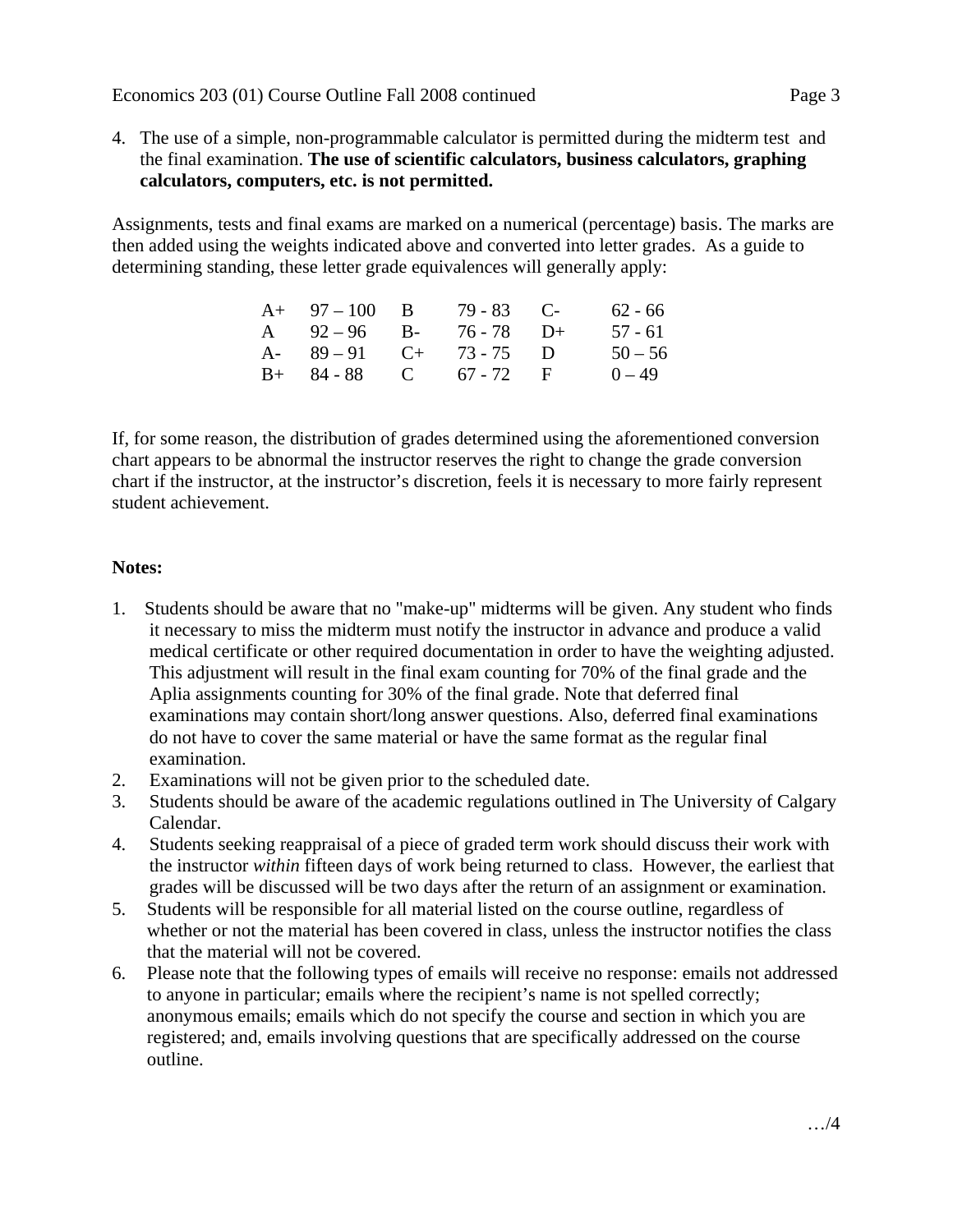4. The use of a simple, non-programmable calculator is permitted during the midterm test and the final examination. **The use of scientific calculators, business calculators, graphing calculators, computers, etc. is not permitted.**

Assignments, tests and final exams are marked on a numerical (percentage) basis. The marks are then added using the weights indicated above and converted into letter grades. As a guide to determining standing, these letter grade equivalences will generally apply:

| | | | | | | | |
|---|---|---|---|---|---|---|---|
| A+ | 97 – 100 | B | 79 - 83 | C- | 62 - 66 |
| A | 92 – 96 | B- | 76 - 78 | D+ | 57 - 61 |
| A- | 89 – 91 | C+ | 73 - 75 | D | 50 – 56 |
| B+ | 84 - 88 | C | 67 - 72 | F | 0 – 49 |

If, for some reason, the distribution of grades determined using the aforementioned conversion chart appears to be abnormal the instructor reserves the right to change the grade conversion chart if the instructor, at the instructor's discretion, feels it is necessary to more fairly represent student achievement.

**Notes:**

1. Students should be aware that no "make-up" midterms will be given. Any student who finds it necessary to miss the midterm must notify the instructor in advance and produce a valid medical certificate or other required documentation in order to have the weighting adjusted. This adjustment will result in the final exam counting for 70% of the final grade and the Aplia assignments counting for 30% of the final grade. Note that deferred final examinations may contain short/long answer questions. Also, deferred final examinations do not have to cover the same material or have the same format as the regular final examination.
2. Examinations will not be given prior to the scheduled date.
3. Students should be aware of the academic regulations outlined in The University of Calgary Calendar.
4. Students seeking reappraisal of a piece of graded term work should discuss their work with the instructor *within* fifteen days of work being returned to class. However, the earliest that grades will be discussed will be two days after the return of an assignment or examination.
5. Students will be responsible for all material listed on the course outline, regardless of whether or not the material has been covered in class, unless the instructor notifies the class that the material will not be covered.
6. Please note that the following types of emails will receive no response: emails not addressed to anyone in particular; emails where the recipient's name is not spelled correctly; anonymous emails; emails which do not specify the course and section in which you are registered; and, emails involving questions that are specifically addressed on the course outline.

…/4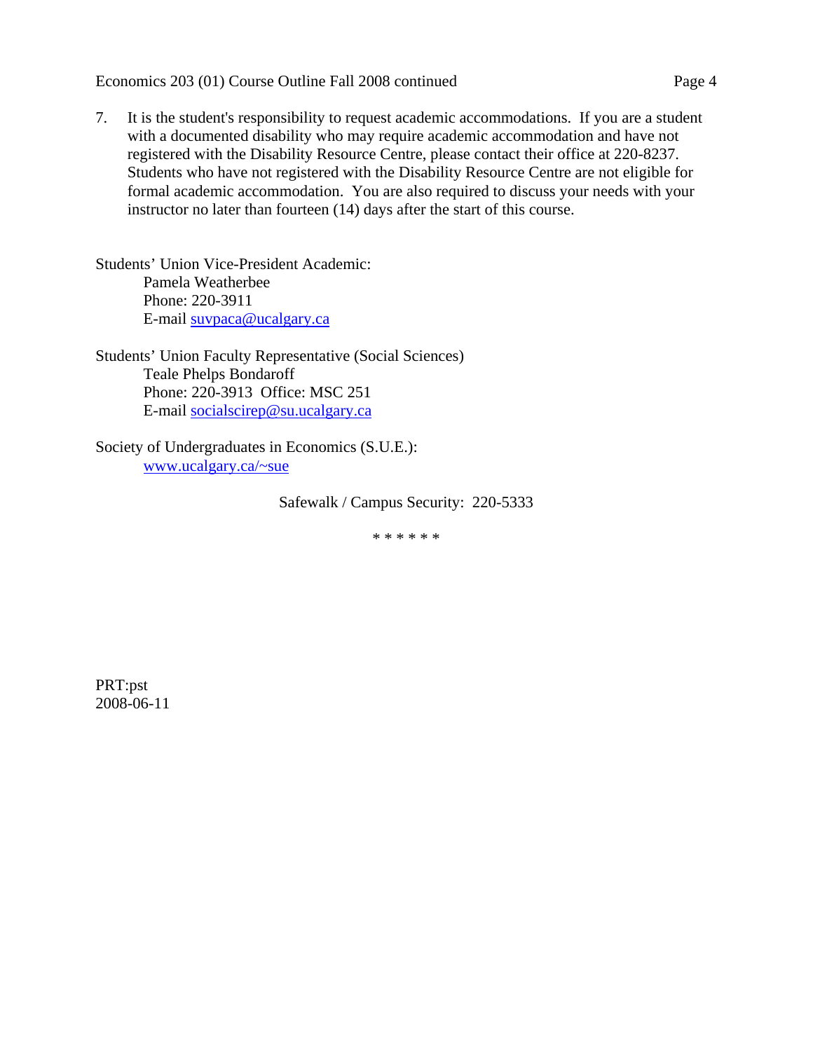7. It is the student's responsibility to request academic accommodations. If you are a student with a documented disability who may require academic accommodation and have not registered with the Disability Resource Centre, please contact their office at 220-8237. Students who have not registered with the Disability Resource Centre are not eligible for formal academic accommodation. You are also required to discuss your needs with your instructor no later than fourteen (14) days after the start of this course.

Students' Union Vice-President Academic:
Pamela Weatherbee
Phone: 220-3911
E-mail suvpaca@ucalgary.ca

Students' Union Faculty Representative (Social Sciences)
Teale Phelps Bondaroff
Phone: 220-3913 Office: MSC 251
E-mail socialscirep@su.ucalgary.ca

Society of Undergraduates in Economics (S.U.E.):
www.ucalgary.ca/~sue

Safewalk / Campus Security: 220-5333

* * * * * *

PRT:pst
2008-06-11